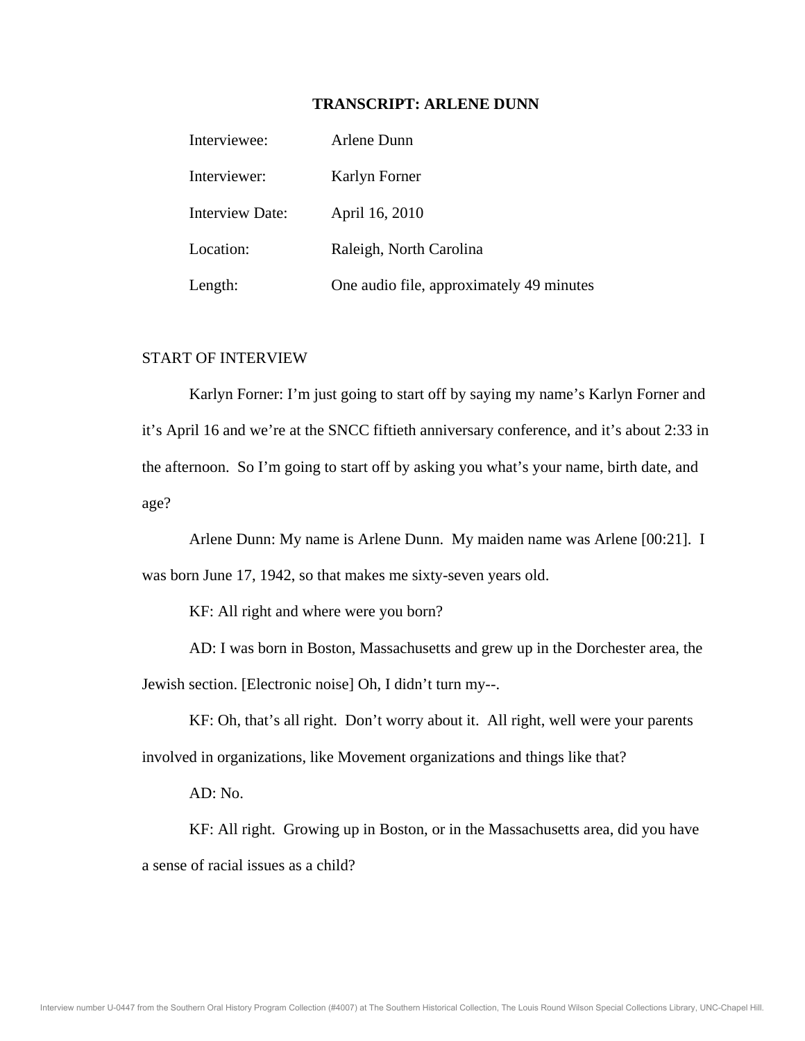**TRANSCRIPT: ARLENE DUNN**

| | |
|---|---|
| Interviewee: | Arlene Dunn |
| Interviewer: | Karlyn Forner |
| Interview Date: | April 16, 2010 |
| Location: | Raleigh, North Carolina |
| Length: | One audio file, approximately 49 minutes |

START OF INTERVIEW

Karlyn Forner: I'm just going to start off by saying my name's Karlyn Forner and it's April 16 and we're at the SNCC fiftieth anniversary conference, and it's about 2:33 in the afternoon. So I'm going to start off by asking you what's your name, birth date, and age?

Arlene Dunn: My name is Arlene Dunn. My maiden name was Arlene [00:21]. I was born June 17, 1942, so that makes me sixty-seven years old.

KF: All right and where were you born?

AD: I was born in Boston, Massachusetts and grew up in the Dorchester area, the Jewish section. [Electronic noise] Oh, I didn't turn my--.

KF: Oh, that's all right. Don't worry about it. All right, well were your parents involved in organizations, like Movement organizations and things like that?

AD: No.

KF: All right. Growing up in Boston, or in the Massachusetts area, did you have a sense of racial issues as a child?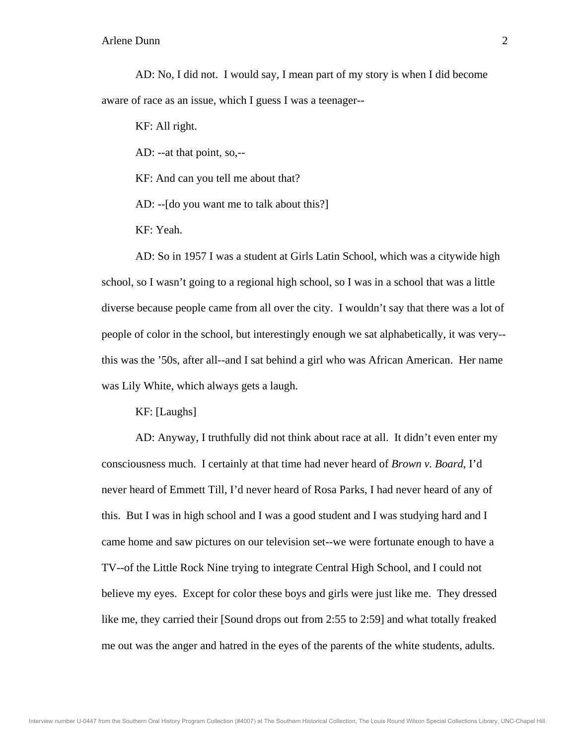AD: No, I did not. I would say, I mean part of my story is when I did become aware of race as an issue, which I guess I was a teenager--

KF: All right.

AD: --at that point, so,--

KF: And can you tell me about that?

AD: --[do you want me to talk about this?]

KF: Yeah.

AD: So in 1957 I was a student at Girls Latin School, which was a citywide high school, so I wasn't going to a regional high school, so I was in a school that was a little diverse because people came from all over the city. I wouldn't say that there was a lot of people of color in the school, but interestingly enough we sat alphabetically, it was very--this was the '50s, after all--and I sat behind a girl who was African American. Her name was Lily White, which always gets a laugh.

KF: [Laughs]

AD: Anyway, I truthfully did not think about race at all. It didn't even enter my consciousness much. I certainly at that time had never heard of *Brown v. Board*, I'd never heard of Emmett Till, I'd never heard of Rosa Parks, I had never heard of any of this. But I was in high school and I was a good student and I was studying hard and I came home and saw pictures on our television set--we were fortunate enough to have a TV--of the Little Rock Nine trying to integrate Central High School, and I could not believe my eyes. Except for color these boys and girls were just like me. They dressed like me, they carried their [Sound drops out from 2:55 to 2:59] and what totally freaked me out was the anger and hatred in the eyes of the parents of the white students, adults.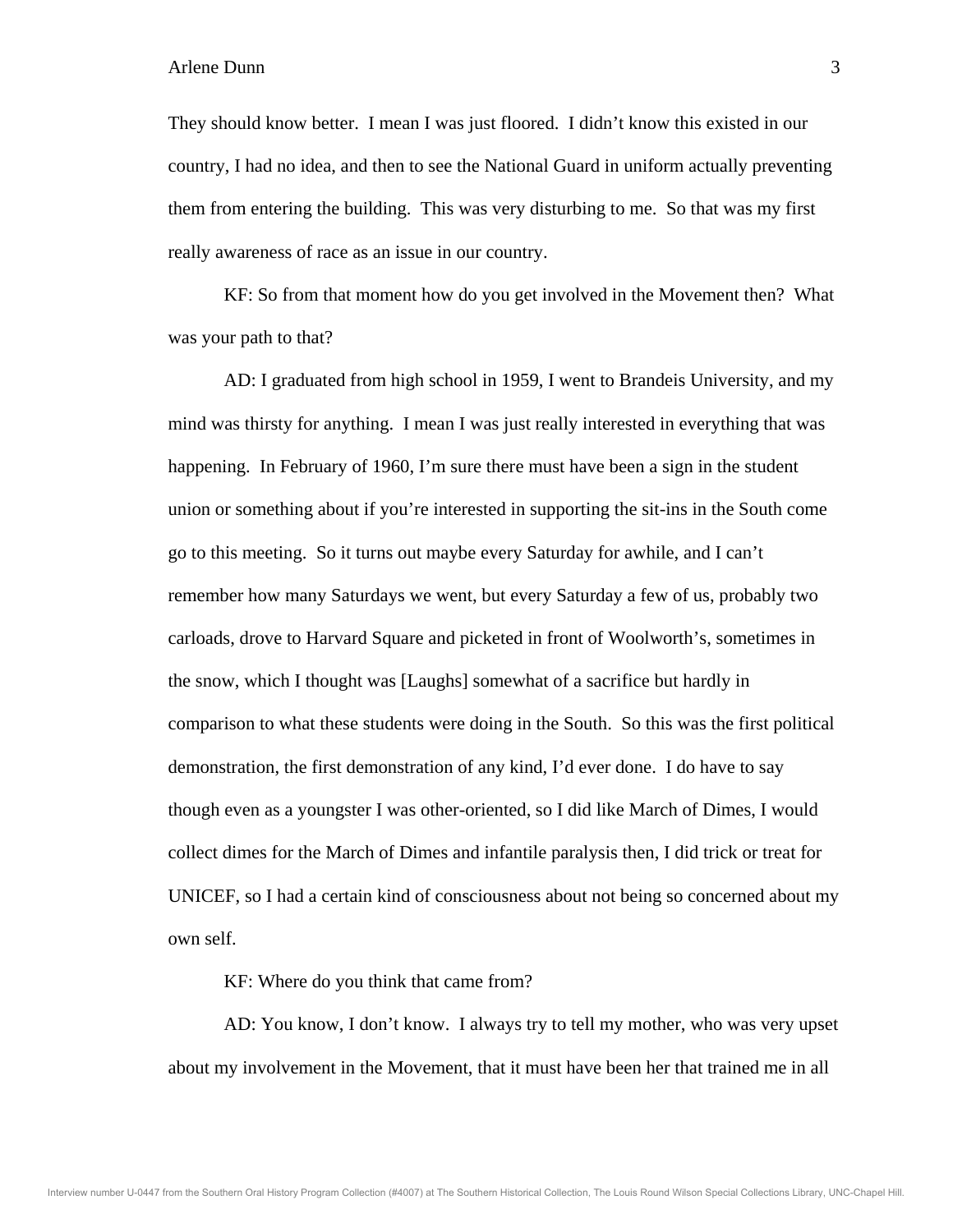They should know better. I mean I was just floored. I didn't know this existed in our country, I had no idea, and then to see the National Guard in uniform actually preventing them from entering the building. This was very disturbing to me. So that was my first really awareness of race as an issue in our country.

KF: So from that moment how do you get involved in the Movement then? What was your path to that?

AD: I graduated from high school in 1959, I went to Brandeis University, and my mind was thirsty for anything. I mean I was just really interested in everything that was happening. In February of 1960, I'm sure there must have been a sign in the student union or something about if you're interested in supporting the sit-ins in the South come go to this meeting. So it turns out maybe every Saturday for awhile, and I can't remember how many Saturdays we went, but every Saturday a few of us, probably two carloads, drove to Harvard Square and picketed in front of Woolworth's, sometimes in the snow, which I thought was [Laughs] somewhat of a sacrifice but hardly in comparison to what these students were doing in the South. So this was the first political demonstration, the first demonstration of any kind, I'd ever done. I do have to say though even as a youngster I was other-oriented, so I did like March of Dimes, I would collect dimes for the March of Dimes and infantile paralysis then, I did trick or treat for UNICEF, so I had a certain kind of consciousness about not being so concerned about my own self.

KF: Where do you think that came from?

AD: You know, I don't know. I always try to tell my mother, who was very upset about my involvement in the Movement, that it must have been her that trained me in all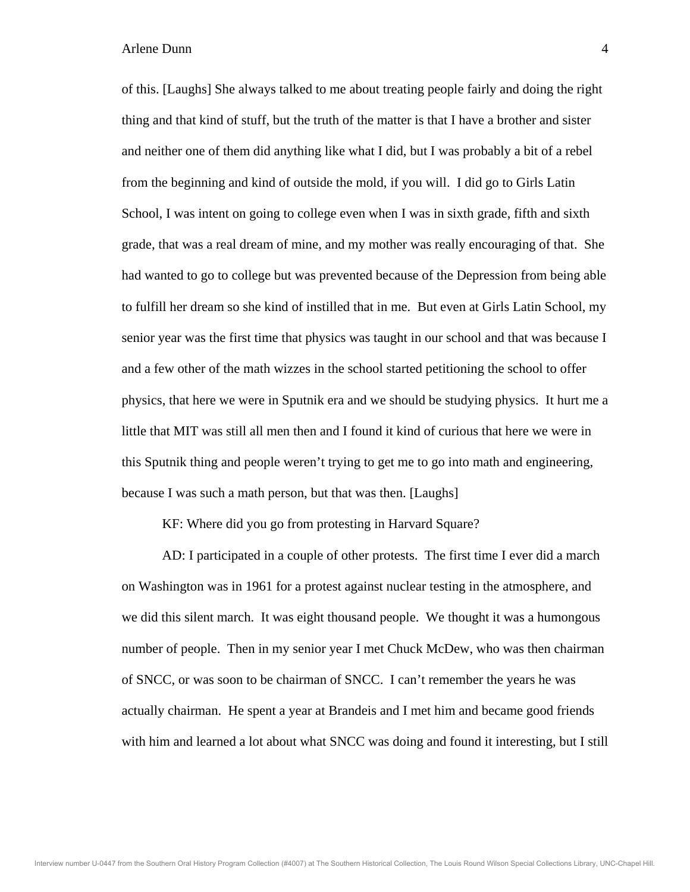of this. [Laughs] She always talked to me about treating people fairly and doing the right thing and that kind of stuff, but the truth of the matter is that I have a brother and sister and neither one of them did anything like what I did, but I was probably a bit of a rebel from the beginning and kind of outside the mold, if you will. I did go to Girls Latin School, I was intent on going to college even when I was in sixth grade, fifth and sixth grade, that was a real dream of mine, and my mother was really encouraging of that. She had wanted to go to college but was prevented because of the Depression from being able to fulfill her dream so she kind of instilled that in me. But even at Girls Latin School, my senior year was the first time that physics was taught in our school and that was because I and a few other of the math wizzes in the school started petitioning the school to offer physics, that here we were in Sputnik era and we should be studying physics. It hurt me a little that MIT was still all men then and I found it kind of curious that here we were in this Sputnik thing and people weren't trying to get me to go into math and engineering, because I was such a math person, but that was then. [Laughs]

KF: Where did you go from protesting in Harvard Square?

AD: I participated in a couple of other protests. The first time I ever did a march on Washington was in 1961 for a protest against nuclear testing in the atmosphere, and we did this silent march. It was eight thousand people. We thought it was a humongous number of people. Then in my senior year I met Chuck McDew, who was then chairman of SNCC, or was soon to be chairman of SNCC. I can't remember the years he was actually chairman. He spent a year at Brandeis and I met him and became good friends with him and learned a lot about what SNCC was doing and found it interesting, but I still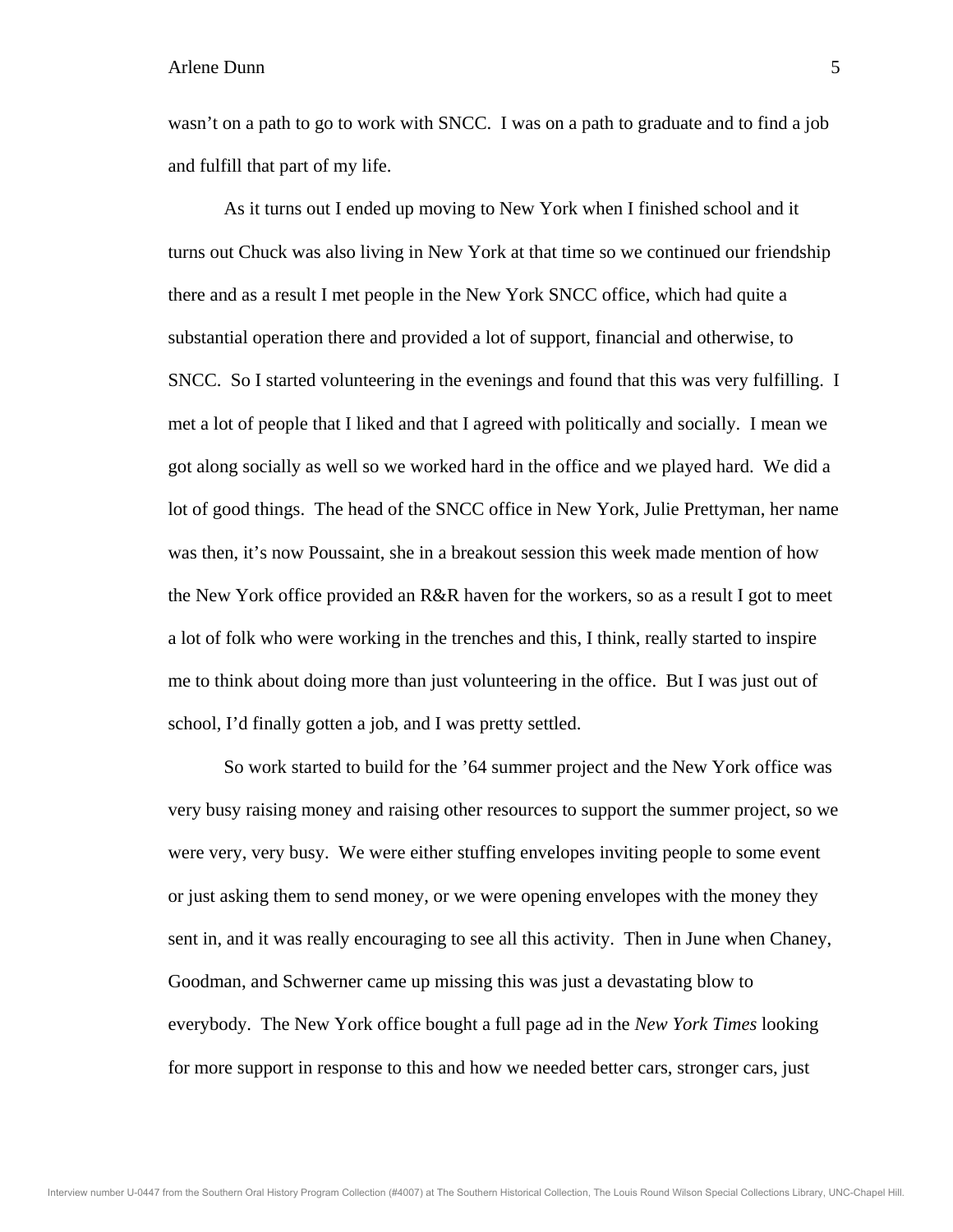wasn't on a path to go to work with SNCC. I was on a path to graduate and to find a job and fulfill that part of my life.

As it turns out I ended up moving to New York when I finished school and it turns out Chuck was also living in New York at that time so we continued our friendship there and as a result I met people in the New York SNCC office, which had quite a substantial operation there and provided a lot of support, financial and otherwise, to SNCC. So I started volunteering in the evenings and found that this was very fulfilling. I met a lot of people that I liked and that I agreed with politically and socially. I mean we got along socially as well so we worked hard in the office and we played hard. We did a lot of good things. The head of the SNCC office in New York, Julie Prettyman, her name was then, it's now Poussaint, she in a breakout session this week made mention of how the New York office provided an R&R haven for the workers, so as a result I got to meet a lot of folk who were working in the trenches and this, I think, really started to inspire me to think about doing more than just volunteering in the office. But I was just out of school, I'd finally gotten a job, and I was pretty settled.

So work started to build for the '64 summer project and the New York office was very busy raising money and raising other resources to support the summer project, so we were very, very busy. We were either stuffing envelopes inviting people to some event or just asking them to send money, or we were opening envelopes with the money they sent in, and it was really encouraging to see all this activity. Then in June when Chaney, Goodman, and Schwerner came up missing this was just a devastating blow to everybody. The New York office bought a full page ad in the *New York Times* looking for more support in response to this and how we needed better cars, stronger cars, just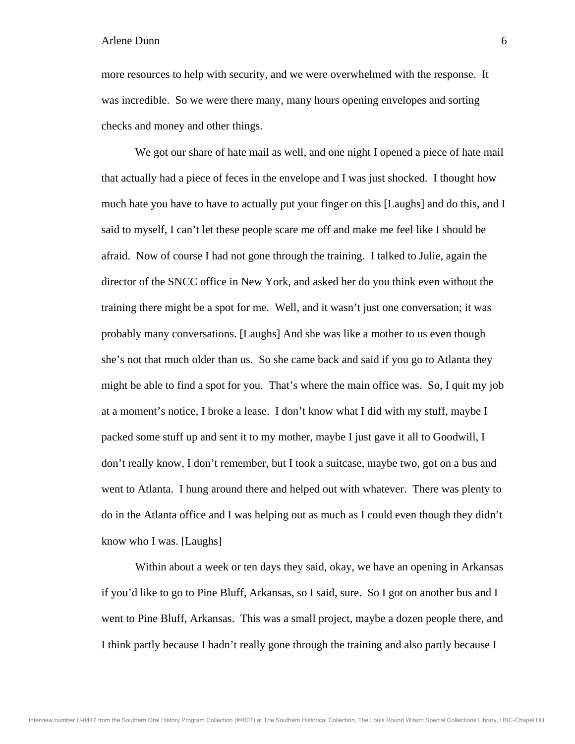more resources to help with security, and we were overwhelmed with the response. It was incredible. So we were there many, many hours opening envelopes and sorting checks and money and other things.

We got our share of hate mail as well, and one night I opened a piece of hate mail that actually had a piece of feces in the envelope and I was just shocked. I thought how much hate you have to have to actually put your finger on this [Laughs] and do this, and I said to myself, I can't let these people scare me off and make me feel like I should be afraid. Now of course I had not gone through the training. I talked to Julie, again the director of the SNCC office in New York, and asked her do you think even without the training there might be a spot for me. Well, and it wasn't just one conversation; it was probably many conversations. [Laughs] And she was like a mother to us even though she's not that much older than us. So she came back and said if you go to Atlanta they might be able to find a spot for you. That's where the main office was. So, I quit my job at a moment's notice, I broke a lease. I don't know what I did with my stuff, maybe I packed some stuff up and sent it to my mother, maybe I just gave it all to Goodwill, I don't really know, I don't remember, but I took a suitcase, maybe two, got on a bus and went to Atlanta. I hung around there and helped out with whatever. There was plenty to do in the Atlanta office and I was helping out as much as I could even though they didn't know who I was. [Laughs]

Within about a week or ten days they said, okay, we have an opening in Arkansas if you'd like to go to Pine Bluff, Arkansas, so I said, sure. So I got on another bus and I went to Pine Bluff, Arkansas. This was a small project, maybe a dozen people there, and I think partly because I hadn't really gone through the training and also partly because I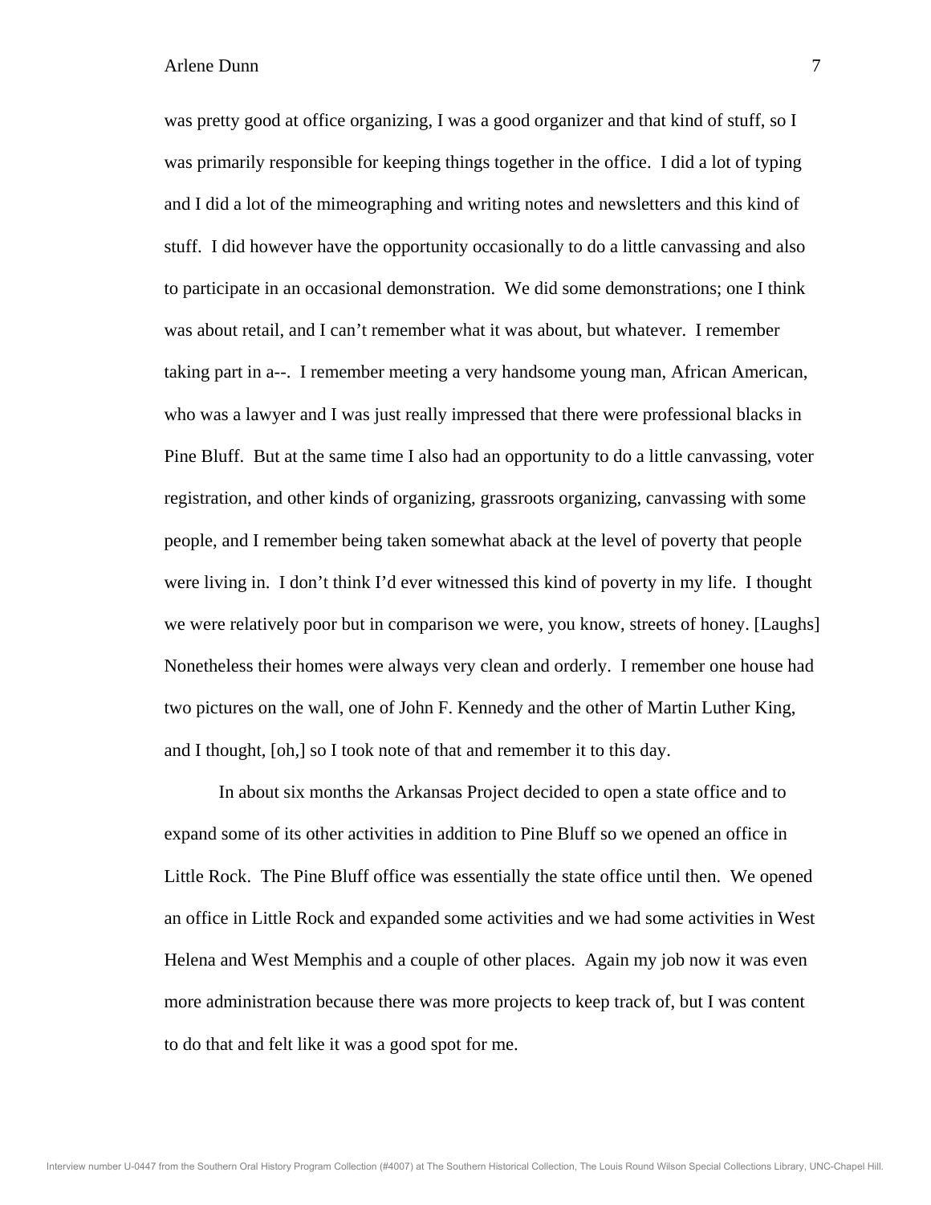was pretty good at office organizing, I was a good organizer and that kind of stuff, so I was primarily responsible for keeping things together in the office. I did a lot of typing and I did a lot of the mimeographing and writing notes and newsletters and this kind of stuff. I did however have the opportunity occasionally to do a little canvassing and also to participate in an occasional demonstration. We did some demonstrations; one I think was about retail, and I can't remember what it was about, but whatever. I remember taking part in a--. I remember meeting a very handsome young man, African American, who was a lawyer and I was just really impressed that there were professional blacks in Pine Bluff. But at the same time I also had an opportunity to do a little canvassing, voter registration, and other kinds of organizing, grassroots organizing, canvassing with some people, and I remember being taken somewhat aback at the level of poverty that people were living in. I don't think I'd ever witnessed this kind of poverty in my life. I thought we were relatively poor but in comparison we were, you know, streets of honey. [Laughs] Nonetheless their homes were always very clean and orderly. I remember one house had two pictures on the wall, one of John F. Kennedy and the other of Martin Luther King, and I thought, [oh,] so I took note of that and remember it to this day.

In about six months the Arkansas Project decided to open a state office and to expand some of its other activities in addition to Pine Bluff so we opened an office in Little Rock. The Pine Bluff office was essentially the state office until then. We opened an office in Little Rock and expanded some activities and we had some activities in West Helena and West Memphis and a couple of other places. Again my job now it was even more administration because there was more projects to keep track of, but I was content to do that and felt like it was a good spot for me.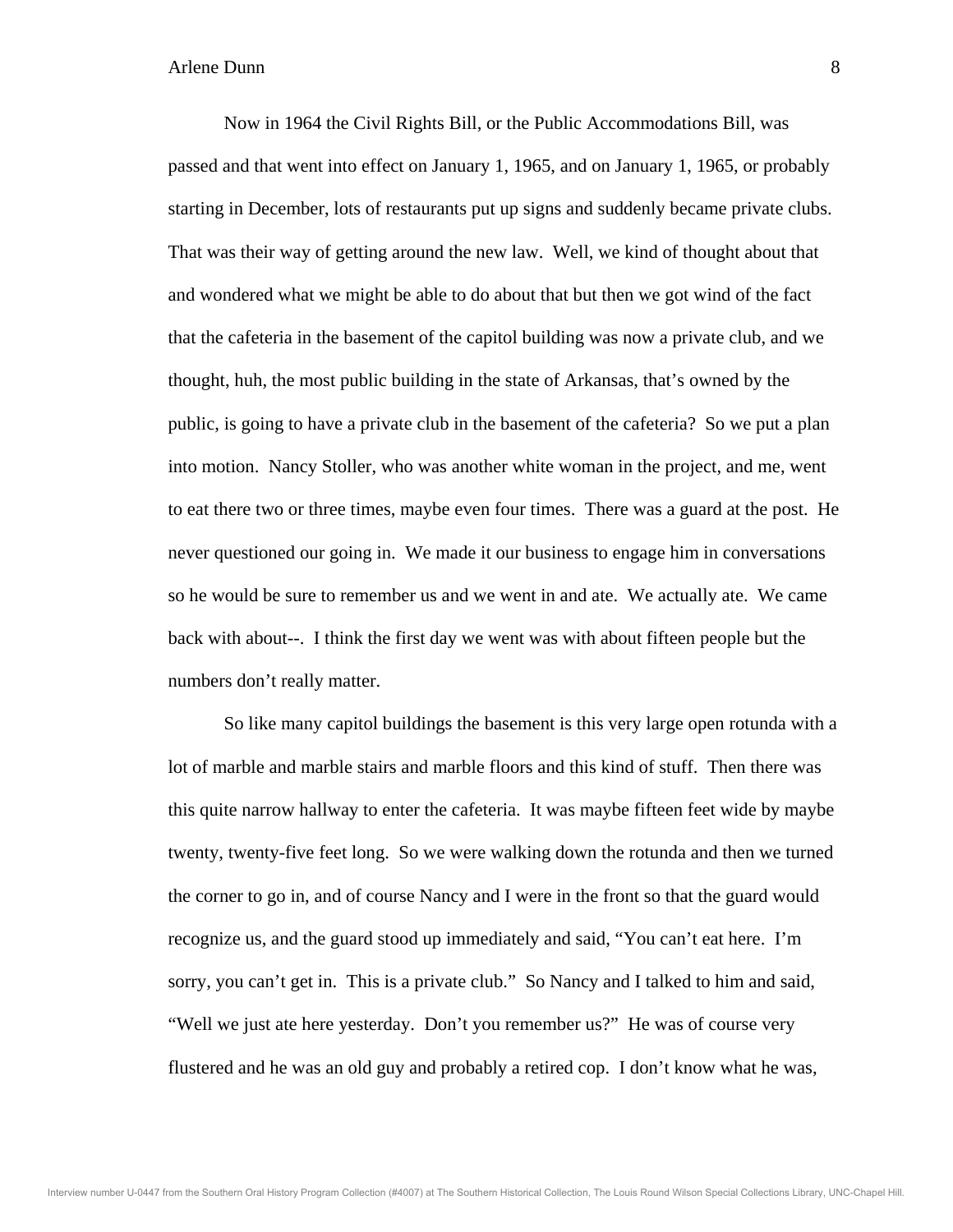Now in 1964 the Civil Rights Bill, or the Public Accommodations Bill, was passed and that went into effect on January 1, 1965, and on January 1, 1965, or probably starting in December, lots of restaurants put up signs and suddenly became private clubs. That was their way of getting around the new law. Well, we kind of thought about that and wondered what we might be able to do about that but then we got wind of the fact that the cafeteria in the basement of the capitol building was now a private club, and we thought, huh, the most public building in the state of Arkansas, that's owned by the public, is going to have a private club in the basement of the cafeteria? So we put a plan into motion. Nancy Stoller, who was another white woman in the project, and me, went to eat there two or three times, maybe even four times. There was a guard at the post. He never questioned our going in. We made it our business to engage him in conversations so he would be sure to remember us and we went in and ate. We actually ate. We came back with about--. I think the first day we went was with about fifteen people but the numbers don't really matter.

So like many capitol buildings the basement is this very large open rotunda with a lot of marble and marble stairs and marble floors and this kind of stuff. Then there was this quite narrow hallway to enter the cafeteria. It was maybe fifteen feet wide by maybe twenty, twenty-five feet long. So we were walking down the rotunda and then we turned the corner to go in, and of course Nancy and I were in the front so that the guard would recognize us, and the guard stood up immediately and said, "You can't eat here. I'm sorry, you can't get in. This is a private club." So Nancy and I talked to him and said, "Well we just ate here yesterday. Don't you remember us?" He was of course very flustered and he was an old guy and probably a retired cop. I don't know what he was,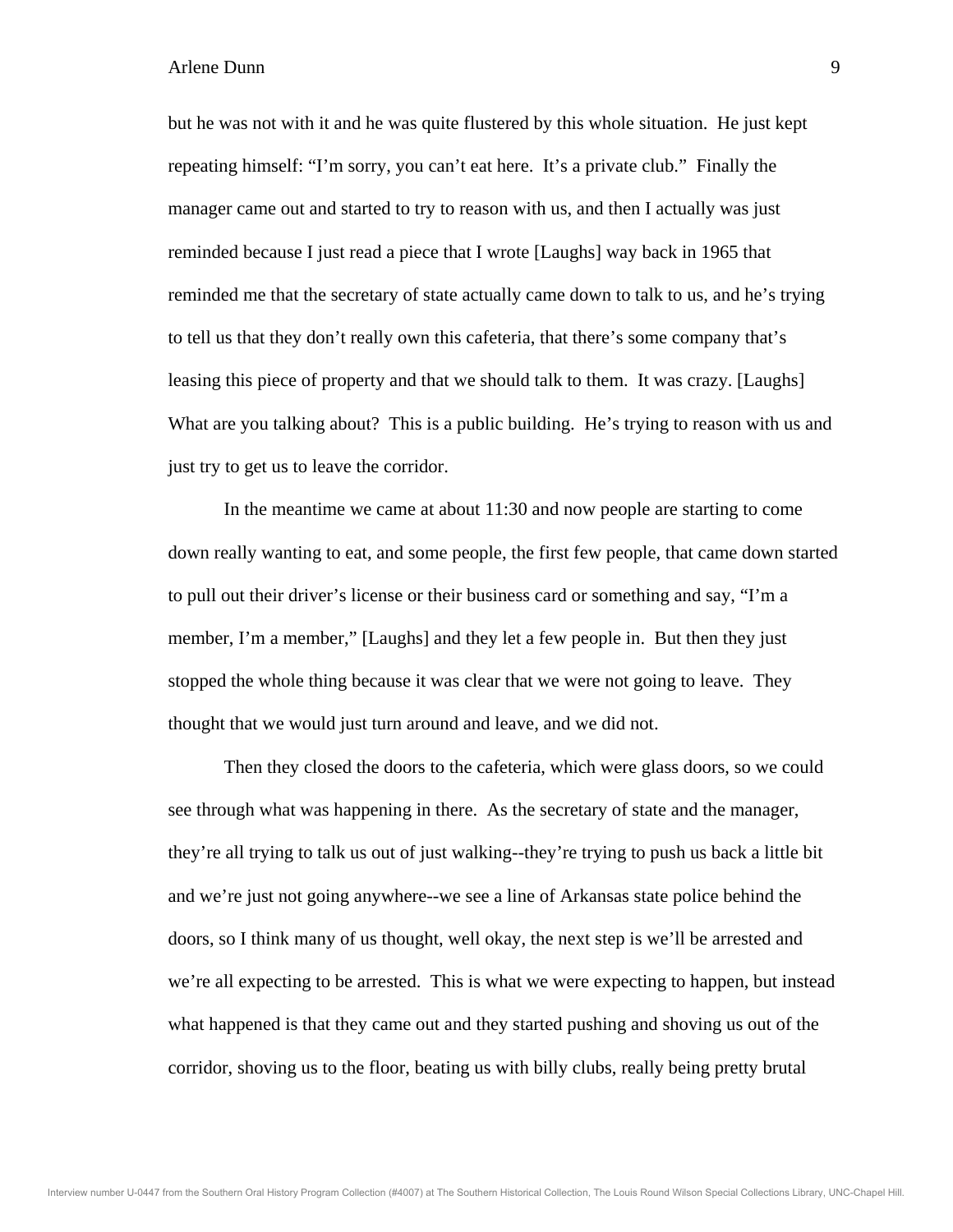but he was not with it and he was quite flustered by this whole situation. He just kept repeating himself: "I'm sorry, you can't eat here. It's a private club." Finally the manager came out and started to try to reason with us, and then I actually was just reminded because I just read a piece that I wrote [Laughs] way back in 1965 that reminded me that the secretary of state actually came down to talk to us, and he's trying to tell us that they don't really own this cafeteria, that there's some company that's leasing this piece of property and that we should talk to them. It was crazy. [Laughs] What are you talking about? This is a public building. He's trying to reason with us and just try to get us to leave the corridor.

In the meantime we came at about 11:30 and now people are starting to come down really wanting to eat, and some people, the first few people, that came down started to pull out their driver's license or their business card or something and say, "I'm a member, I'm a member," [Laughs] and they let a few people in. But then they just stopped the whole thing because it was clear that we were not going to leave. They thought that we would just turn around and leave, and we did not.

Then they closed the doors to the cafeteria, which were glass doors, so we could see through what was happening in there. As the secretary of state and the manager, they're all trying to talk us out of just walking--they're trying to push us back a little bit and we're just not going anywhere--we see a line of Arkansas state police behind the doors, so I think many of us thought, well okay, the next step is we'll be arrested and we're all expecting to be arrested. This is what we were expecting to happen, but instead what happened is that they came out and they started pushing and shoving us out of the corridor, shoving us to the floor, beating us with billy clubs, really being pretty brutal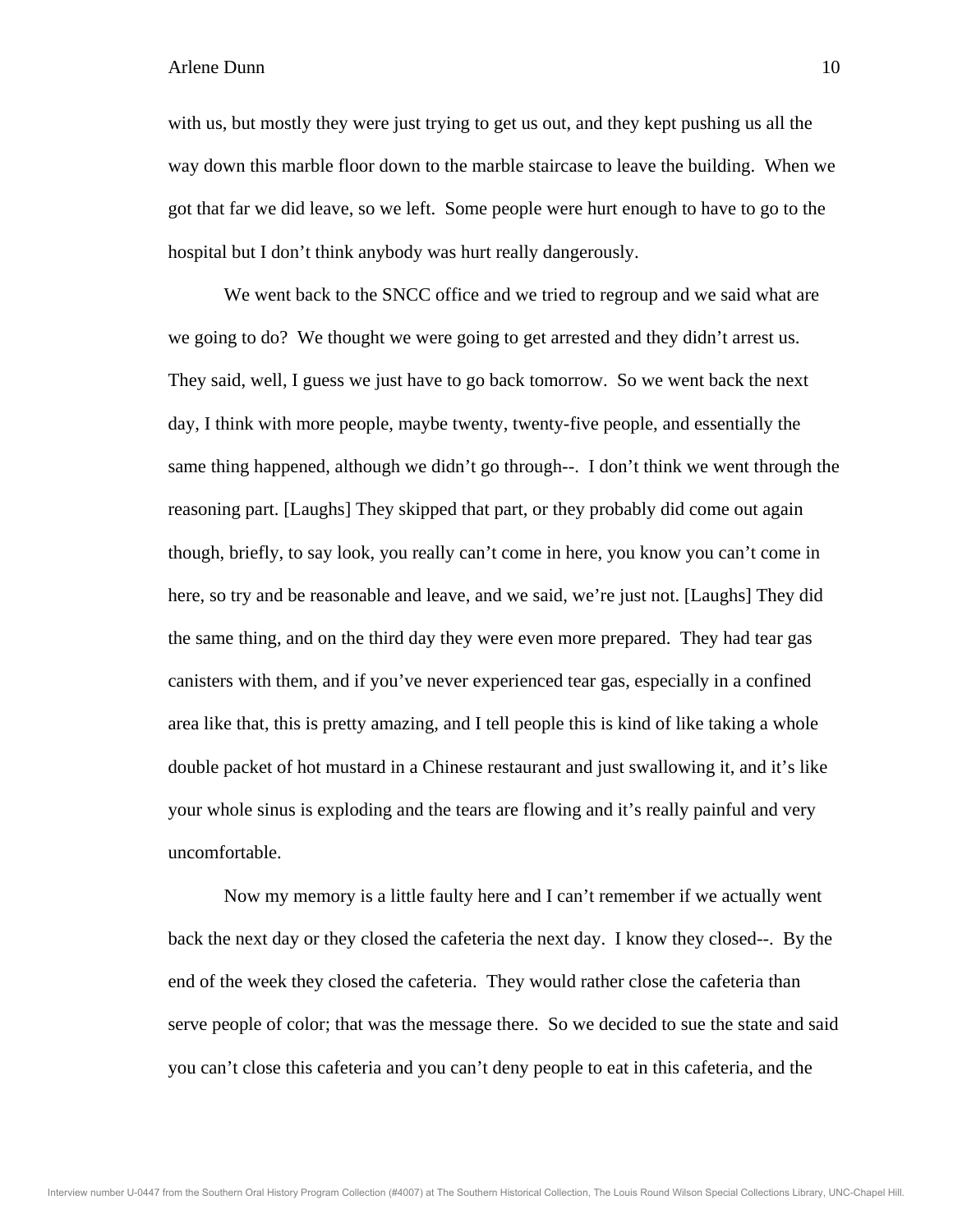with us, but mostly they were just trying to get us out, and they kept pushing us all the way down this marble floor down to the marble staircase to leave the building. When we got that far we did leave, so we left. Some people were hurt enough to have to go to the hospital but I don't think anybody was hurt really dangerously.

We went back to the SNCC office and we tried to regroup and we said what are we going to do? We thought we were going to get arrested and they didn't arrest us. They said, well, I guess we just have to go back tomorrow. So we went back the next day, I think with more people, maybe twenty, twenty-five people, and essentially the same thing happened, although we didn't go through--. I don't think we went through the reasoning part. [Laughs] They skipped that part, or they probably did come out again though, briefly, to say look, you really can't come in here, you know you can't come in here, so try and be reasonable and leave, and we said, we're just not. [Laughs] They did the same thing, and on the third day they were even more prepared. They had tear gas canisters with them, and if you've never experienced tear gas, especially in a confined area like that, this is pretty amazing, and I tell people this is kind of like taking a whole double packet of hot mustard in a Chinese restaurant and just swallowing it, and it's like your whole sinus is exploding and the tears are flowing and it's really painful and very uncomfortable.

Now my memory is a little faulty here and I can't remember if we actually went back the next day or they closed the cafeteria the next day. I know they closed--. By the end of the week they closed the cafeteria. They would rather close the cafeteria than serve people of color; that was the message there. So we decided to sue the state and said you can't close this cafeteria and you can't deny people to eat in this cafeteria, and the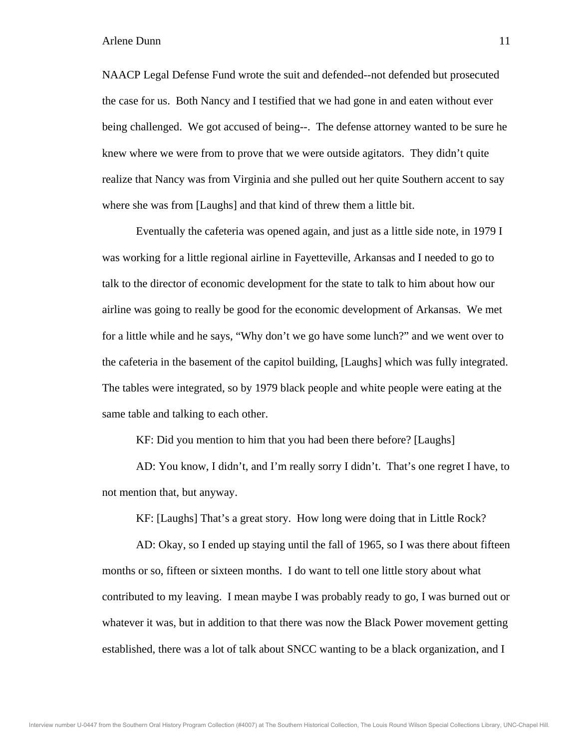NAACP Legal Defense Fund wrote the suit and defended--not defended but prosecuted the case for us. Both Nancy and I testified that we had gone in and eaten without ever being challenged. We got accused of being--. The defense attorney wanted to be sure he knew where we were from to prove that we were outside agitators. They didn't quite realize that Nancy was from Virginia and she pulled out her quite Southern accent to say where she was from [Laughs] and that kind of threw them a little bit.

Eventually the cafeteria was opened again, and just as a little side note, in 1979 I was working for a little regional airline in Fayetteville, Arkansas and I needed to go to talk to the director of economic development for the state to talk to him about how our airline was going to really be good for the economic development of Arkansas. We met for a little while and he says, "Why don't we go have some lunch?" and we went over to the cafeteria in the basement of the capitol building, [Laughs] which was fully integrated. The tables were integrated, so by 1979 black people and white people were eating at the same table and talking to each other.

KF: Did you mention to him that you had been there before? [Laughs]

AD: You know, I didn't, and I'm really sorry I didn't. That's one regret I have, to not mention that, but anyway.

KF: [Laughs] That's a great story. How long were doing that in Little Rock?

AD: Okay, so I ended up staying until the fall of 1965, so I was there about fifteen months or so, fifteen or sixteen months. I do want to tell one little story about what contributed to my leaving. I mean maybe I was probably ready to go, I was burned out or whatever it was, but in addition to that there was now the Black Power movement getting established, there was a lot of talk about SNCC wanting to be a black organization, and I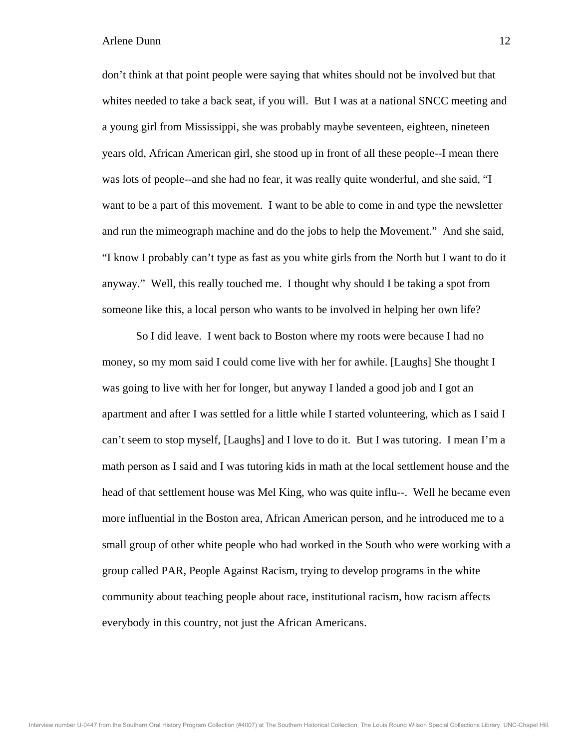don't think at that point people were saying that whites should not be involved but that whites needed to take a back seat, if you will. But I was at a national SNCC meeting and a young girl from Mississippi, she was probably maybe seventeen, eighteen, nineteen years old, African American girl, she stood up in front of all these people--I mean there was lots of people--and she had no fear, it was really quite wonderful, and she said, "I want to be a part of this movement. I want to be able to come in and type the newsletter and run the mimeograph machine and do the jobs to help the Movement." And she said, "I know I probably can't type as fast as you white girls from the North but I want to do it anyway." Well, this really touched me. I thought why should I be taking a spot from someone like this, a local person who wants to be involved in helping her own life?

So I did leave. I went back to Boston where my roots were because I had no money, so my mom said I could come live with her for awhile. [Laughs] She thought I was going to live with her for longer, but anyway I landed a good job and I got an apartment and after I was settled for a little while I started volunteering, which as I said I can't seem to stop myself, [Laughs] and I love to do it. But I was tutoring. I mean I'm a math person as I said and I was tutoring kids in math at the local settlement house and the head of that settlement house was Mel King, who was quite influ--. Well he became even more influential in the Boston area, African American person, and he introduced me to a small group of other white people who had worked in the South who were working with a group called PAR, People Against Racism, trying to develop programs in the white community about teaching people about race, institutional racism, how racism affects everybody in this country, not just the African Americans.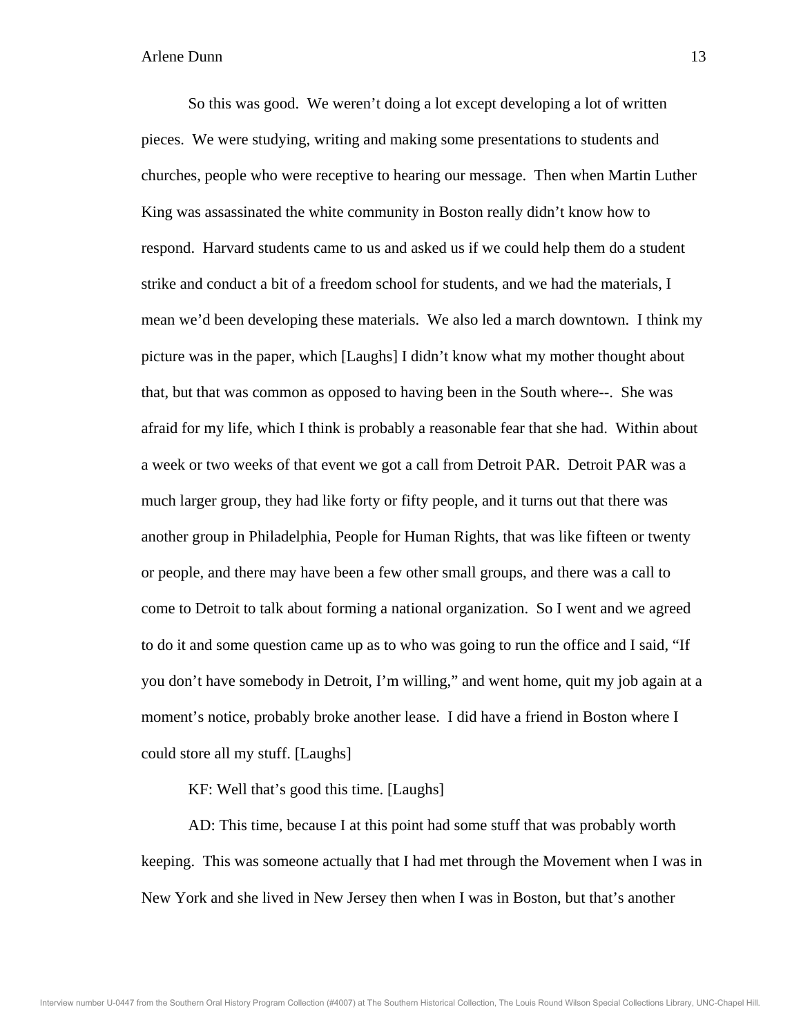So this was good. We weren't doing a lot except developing a lot of written pieces. We were studying, writing and making some presentations to students and churches, people who were receptive to hearing our message. Then when Martin Luther King was assassinated the white community in Boston really didn't know how to respond. Harvard students came to us and asked us if we could help them do a student strike and conduct a bit of a freedom school for students, and we had the materials, I mean we'd been developing these materials. We also led a march downtown. I think my picture was in the paper, which [Laughs] I didn't know what my mother thought about that, but that was common as opposed to having been in the South where--. She was afraid for my life, which I think is probably a reasonable fear that she had. Within about a week or two weeks of that event we got a call from Detroit PAR. Detroit PAR was a much larger group, they had like forty or fifty people, and it turns out that there was another group in Philadelphia, People for Human Rights, that was like fifteen or twenty or people, and there may have been a few other small groups, and there was a call to come to Detroit to talk about forming a national organization. So I went and we agreed to do it and some question came up as to who was going to run the office and I said, "If you don't have somebody in Detroit, I'm willing," and went home, quit my job again at a moment's notice, probably broke another lease. I did have a friend in Boston where I could store all my stuff. [Laughs]

KF: Well that's good this time. [Laughs]

AD: This time, because I at this point had some stuff that was probably worth keeping. This was someone actually that I had met through the Movement when I was in New York and she lived in New Jersey then when I was in Boston, but that's another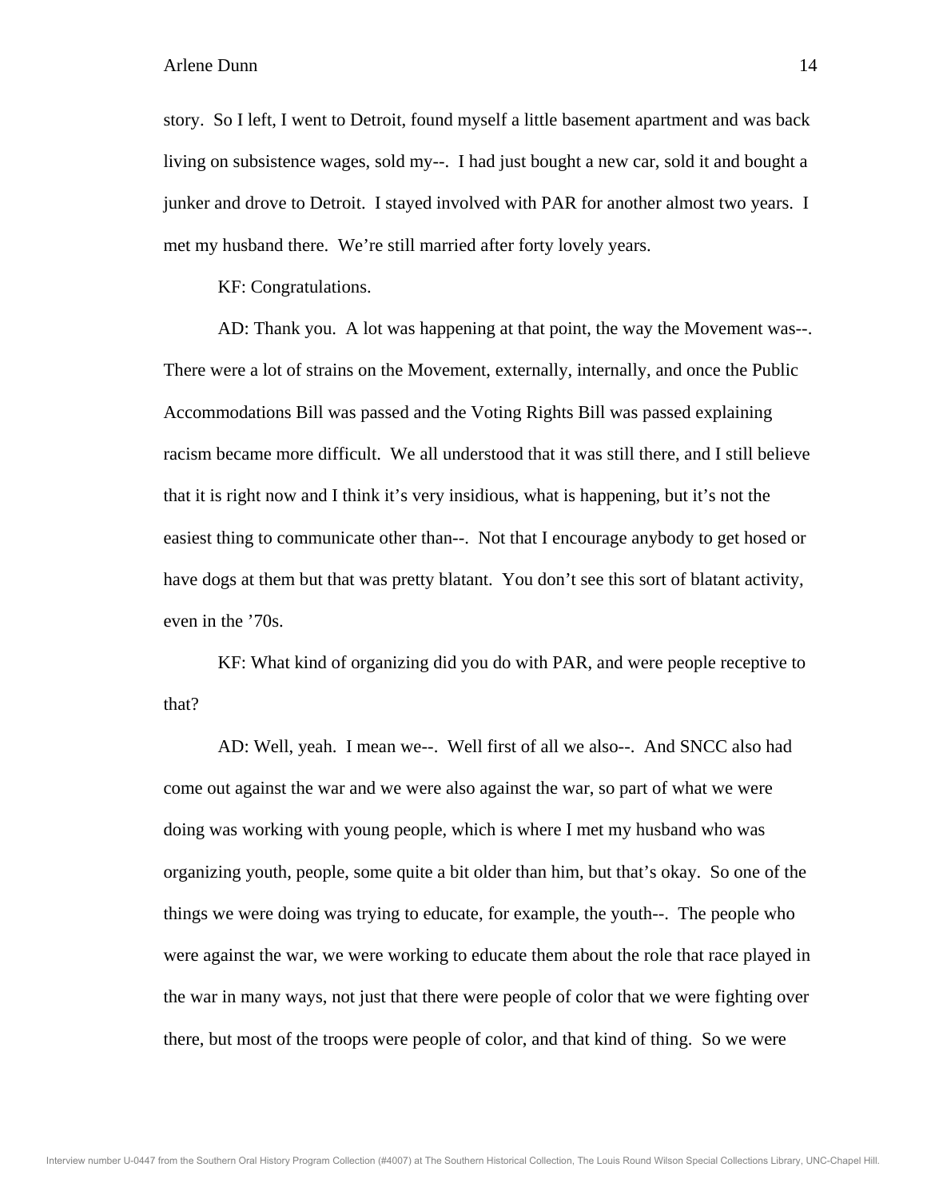story. So I left, I went to Detroit, found myself a little basement apartment and was back living on subsistence wages, sold my--. I had just bought a new car, sold it and bought a junker and drove to Detroit. I stayed involved with PAR for another almost two years. I met my husband there. We're still married after forty lovely years.

KF: Congratulations.

AD: Thank you. A lot was happening at that point, the way the Movement was--. There were a lot of strains on the Movement, externally, internally, and once the Public Accommodations Bill was passed and the Voting Rights Bill was passed explaining racism became more difficult. We all understood that it was still there, and I still believe that it is right now and I think it's very insidious, what is happening, but it's not the easiest thing to communicate other than--. Not that I encourage anybody to get hosed or have dogs at them but that was pretty blatant. You don't see this sort of blatant activity, even in the '70s.

KF: What kind of organizing did you do with PAR, and were people receptive to that?

AD: Well, yeah. I mean we--. Well first of all we also--. And SNCC also had come out against the war and we were also against the war, so part of what we were doing was working with young people, which is where I met my husband who was organizing youth, people, some quite a bit older than him, but that's okay. So one of the things we were doing was trying to educate, for example, the youth--. The people who were against the war, we were working to educate them about the role that race played in the war in many ways, not just that there were people of color that we were fighting over there, but most of the troops were people of color, and that kind of thing. So we were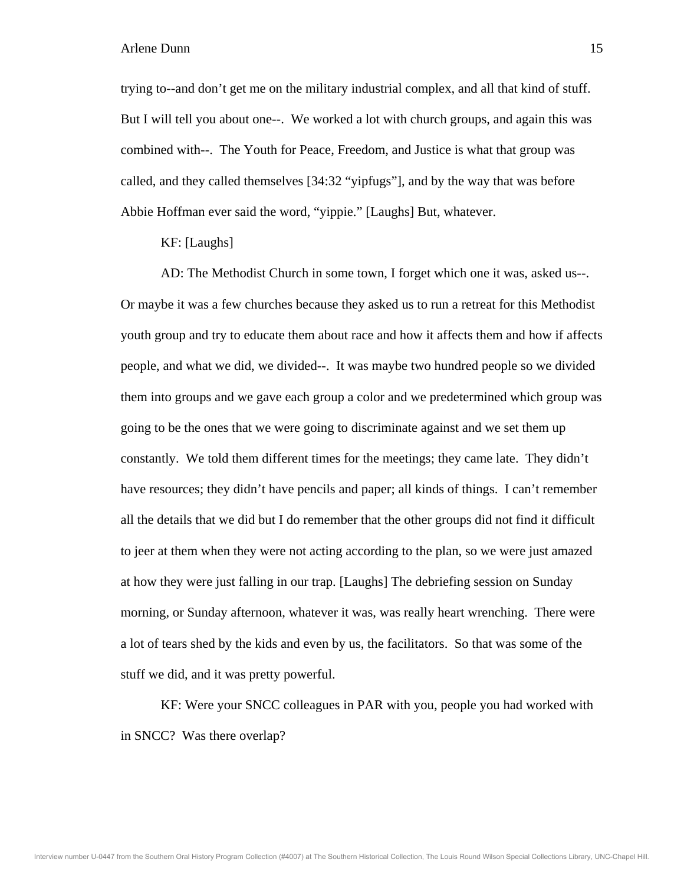trying to--and don't get me on the military industrial complex, and all that kind of stuff. But I will tell you about one--. We worked a lot with church groups, and again this was combined with--. The Youth for Peace, Freedom, and Justice is what that group was called, and they called themselves [34:32 "yipfugs"], and by the way that was before Abbie Hoffman ever said the word, "yippie." [Laughs] But, whatever.

KF: [Laughs]

AD: The Methodist Church in some town, I forget which one it was, asked us--. Or maybe it was a few churches because they asked us to run a retreat for this Methodist youth group and try to educate them about race and how it affects them and how if affects people, and what we did, we divided--. It was maybe two hundred people so we divided them into groups and we gave each group a color and we predetermined which group was going to be the ones that we were going to discriminate against and we set them up constantly. We told them different times for the meetings; they came late. They didn't have resources; they didn't have pencils and paper; all kinds of things. I can't remember all the details that we did but I do remember that the other groups did not find it difficult to jeer at them when they were not acting according to the plan, so we were just amazed at how they were just falling in our trap. [Laughs] The debriefing session on Sunday morning, or Sunday afternoon, whatever it was, was really heart wrenching. There were a lot of tears shed by the kids and even by us, the facilitators. So that was some of the stuff we did, and it was pretty powerful.

KF: Were your SNCC colleagues in PAR with you, people you had worked with in SNCC? Was there overlap?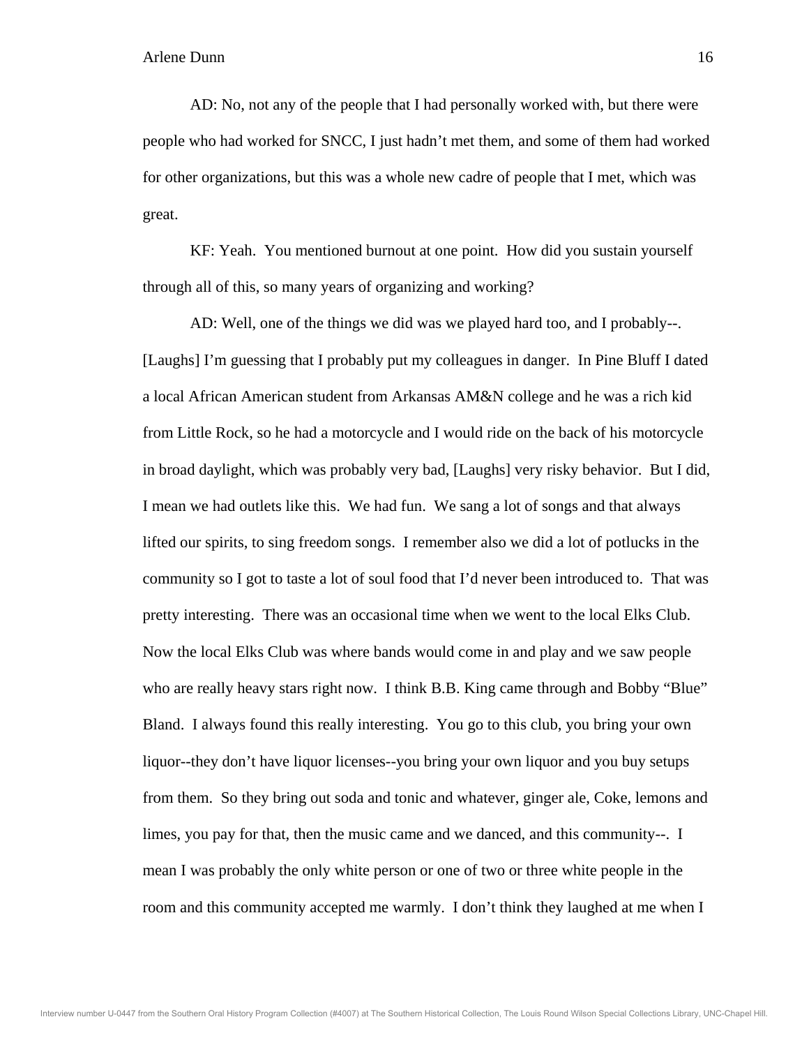AD: No, not any of the people that I had personally worked with, but there were people who had worked for SNCC, I just hadn't met them, and some of them had worked for other organizations, but this was a whole new cadre of people that I met, which was great.

KF: Yeah. You mentioned burnout at one point. How did you sustain yourself through all of this, so many years of organizing and working?

AD: Well, one of the things we did was we played hard too, and I probably--. [Laughs] I'm guessing that I probably put my colleagues in danger. In Pine Bluff I dated a local African American student from Arkansas AM&N college and he was a rich kid from Little Rock, so he had a motorcycle and I would ride on the back of his motorcycle in broad daylight, which was probably very bad, [Laughs] very risky behavior. But I did, I mean we had outlets like this. We had fun. We sang a lot of songs and that always lifted our spirits, to sing freedom songs. I remember also we did a lot of potlucks in the community so I got to taste a lot of soul food that I'd never been introduced to. That was pretty interesting. There was an occasional time when we went to the local Elks Club. Now the local Elks Club was where bands would come in and play and we saw people who are really heavy stars right now. I think B.B. King came through and Bobby "Blue" Bland. I always found this really interesting. You go to this club, you bring your own liquor--they don't have liquor licenses--you bring your own liquor and you buy setups from them. So they bring out soda and tonic and whatever, ginger ale, Coke, lemons and limes, you pay for that, then the music came and we danced, and this community--. I mean I was probably the only white person or one of two or three white people in the room and this community accepted me warmly. I don't think they laughed at me when I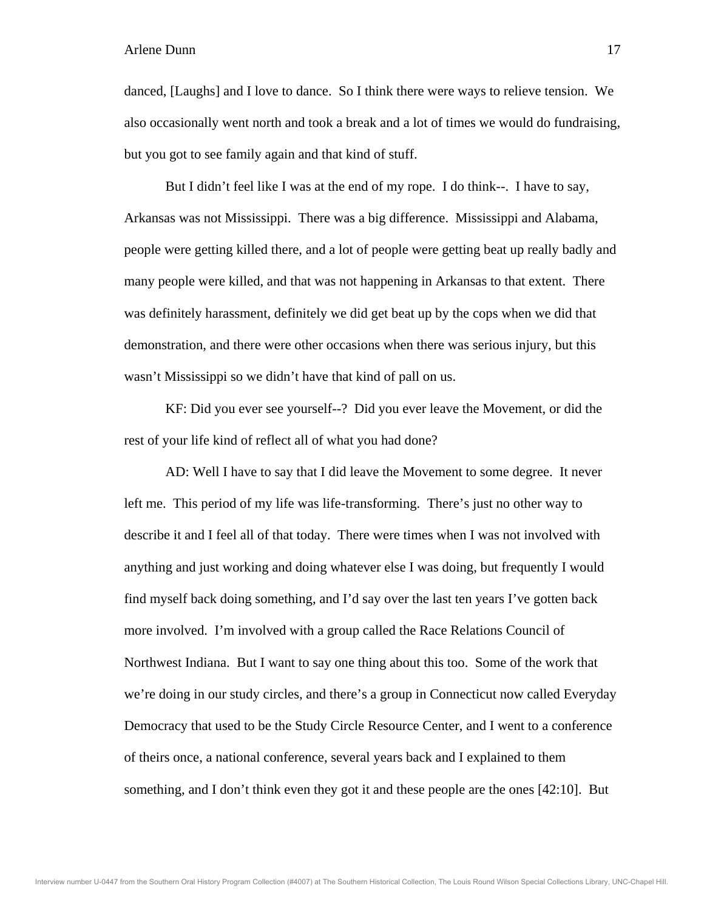danced, [Laughs] and I love to dance. So I think there were ways to relieve tension. We also occasionally went north and took a break and a lot of times we would do fundraising, but you got to see family again and that kind of stuff.

But I didn't feel like I was at the end of my rope. I do think--. I have to say, Arkansas was not Mississippi. There was a big difference. Mississippi and Alabama, people were getting killed there, and a lot of people were getting beat up really badly and many people were killed, and that was not happening in Arkansas to that extent. There was definitely harassment, definitely we did get beat up by the cops when we did that demonstration, and there were other occasions when there was serious injury, but this wasn't Mississippi so we didn't have that kind of pall on us.

KF: Did you ever see yourself--? Did you ever leave the Movement, or did the rest of your life kind of reflect all of what you had done?

AD: Well I have to say that I did leave the Movement to some degree. It never left me. This period of my life was life-transforming. There's just no other way to describe it and I feel all of that today. There were times when I was not involved with anything and just working and doing whatever else I was doing, but frequently I would find myself back doing something, and I'd say over the last ten years I've gotten back more involved. I'm involved with a group called the Race Relations Council of Northwest Indiana. But I want to say one thing about this too. Some of the work that we're doing in our study circles, and there's a group in Connecticut now called Everyday Democracy that used to be the Study Circle Resource Center, and I went to a conference of theirs once, a national conference, several years back and I explained to them something, and I don't think even they got it and these people are the ones [42:10]. But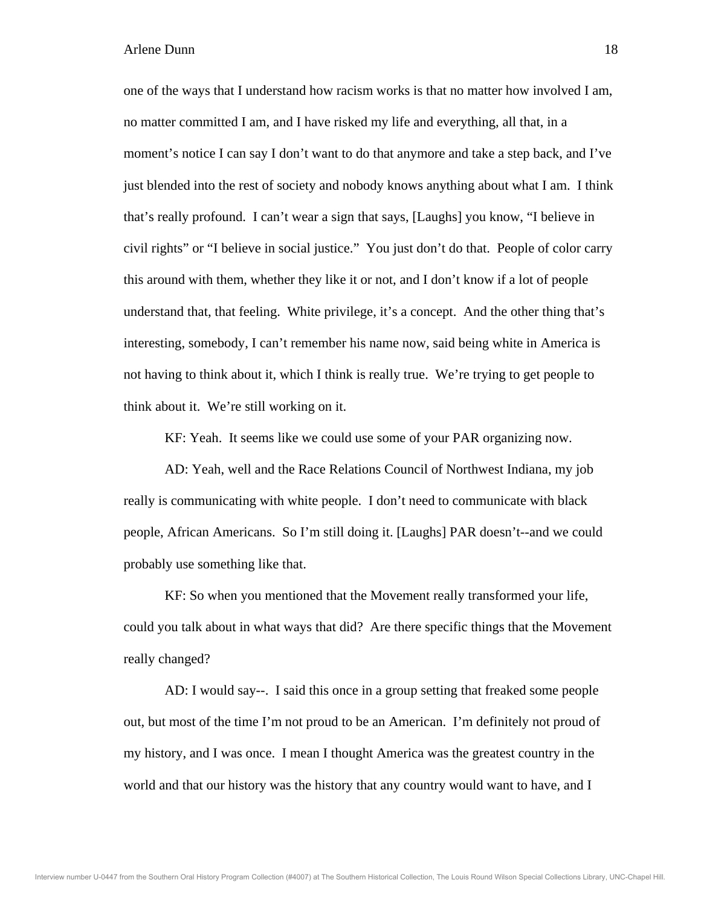one of the ways that I understand how racism works is that no matter how involved I am, no matter committed I am, and I have risked my life and everything, all that, in a moment's notice I can say I don't want to do that anymore and take a step back, and I've just blended into the rest of society and nobody knows anything about what I am. I think that's really profound. I can't wear a sign that says, [Laughs] you know, "I believe in civil rights" or "I believe in social justice." You just don't do that. People of color carry this around with them, whether they like it or not, and I don't know if a lot of people understand that, that feeling. White privilege, it's a concept. And the other thing that's interesting, somebody, I can't remember his name now, said being white in America is not having to think about it, which I think is really true. We're trying to get people to think about it. We're still working on it.

KF: Yeah. It seems like we could use some of your PAR organizing now.

AD: Yeah, well and the Race Relations Council of Northwest Indiana, my job really is communicating with white people. I don't need to communicate with black people, African Americans. So I'm still doing it. [Laughs] PAR doesn't--and we could probably use something like that.

KF: So when you mentioned that the Movement really transformed your life, could you talk about in what ways that did? Are there specific things that the Movement really changed?

AD: I would say--. I said this once in a group setting that freaked some people out, but most of the time I'm not proud to be an American. I'm definitely not proud of my history, and I was once. I mean I thought America was the greatest country in the world and that our history was the history that any country would want to have, and I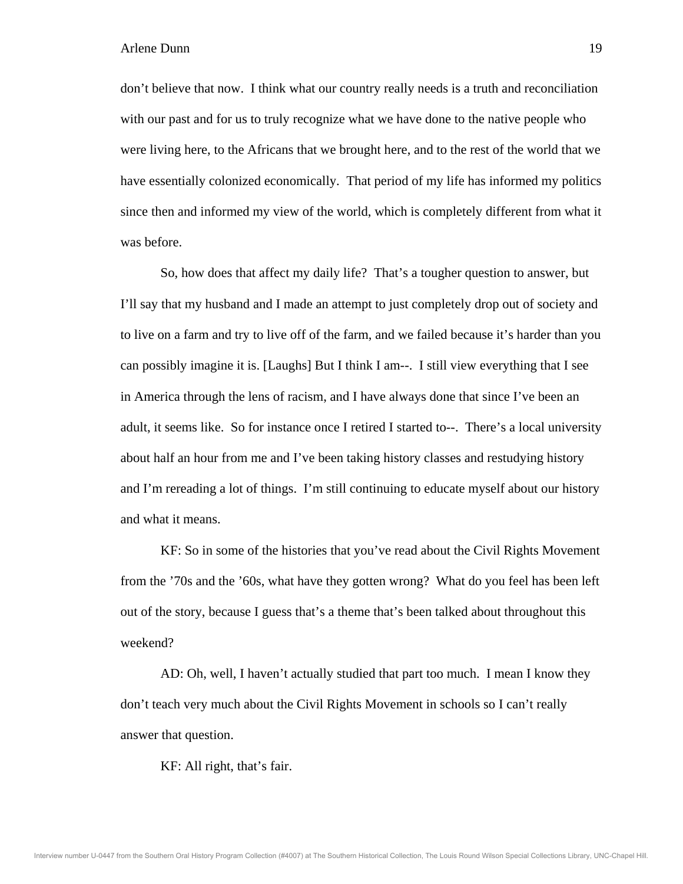don't believe that now. I think what our country really needs is a truth and reconciliation with our past and for us to truly recognize what we have done to the native people who were living here, to the Africans that we brought here, and to the rest of the world that we have essentially colonized economically. That period of my life has informed my politics since then and informed my view of the world, which is completely different from what it was before.

So, how does that affect my daily life? That's a tougher question to answer, but I'll say that my husband and I made an attempt to just completely drop out of society and to live on a farm and try to live off of the farm, and we failed because it's harder than you can possibly imagine it is. [Laughs] But I think I am--. I still view everything that I see in America through the lens of racism, and I have always done that since I've been an adult, it seems like. So for instance once I retired I started to--. There's a local university about half an hour from me and I've been taking history classes and restudying history and I'm rereading a lot of things. I'm still continuing to educate myself about our history and what it means.

KF: So in some of the histories that you've read about the Civil Rights Movement from the '70s and the '60s, what have they gotten wrong? What do you feel has been left out of the story, because I guess that's a theme that's been talked about throughout this weekend?

AD: Oh, well, I haven't actually studied that part too much. I mean I know they don't teach very much about the Civil Rights Movement in schools so I can't really answer that question.

KF: All right, that's fair.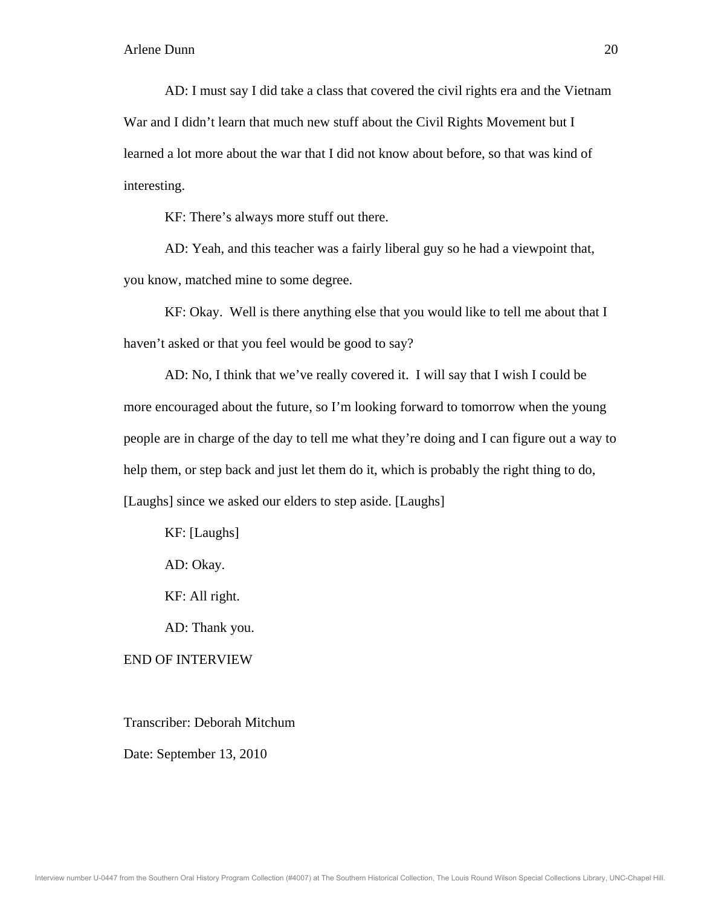AD: I must say I did take a class that covered the civil rights era and the Vietnam War and I didn't learn that much new stuff about the Civil Rights Movement but I learned a lot more about the war that I did not know about before, so that was kind of interesting.

KF: There's always more stuff out there.

AD: Yeah, and this teacher was a fairly liberal guy so he had a viewpoint that, you know, matched mine to some degree.

KF: Okay. Well is there anything else that you would like to tell me about that I haven't asked or that you feel would be good to say?

AD: No, I think that we've really covered it. I will say that I wish I could be more encouraged about the future, so I'm looking forward to tomorrow when the young people are in charge of the day to tell me what they're doing and I can figure out a way to help them, or step back and just let them do it, which is probably the right thing to do, [Laughs] since we asked our elders to step aside. [Laughs]

KF: [Laughs]

AD: Okay.

KF: All right.

AD: Thank you.

END OF INTERVIEW

Transcriber: Deborah Mitchum

Date: September 13, 2010